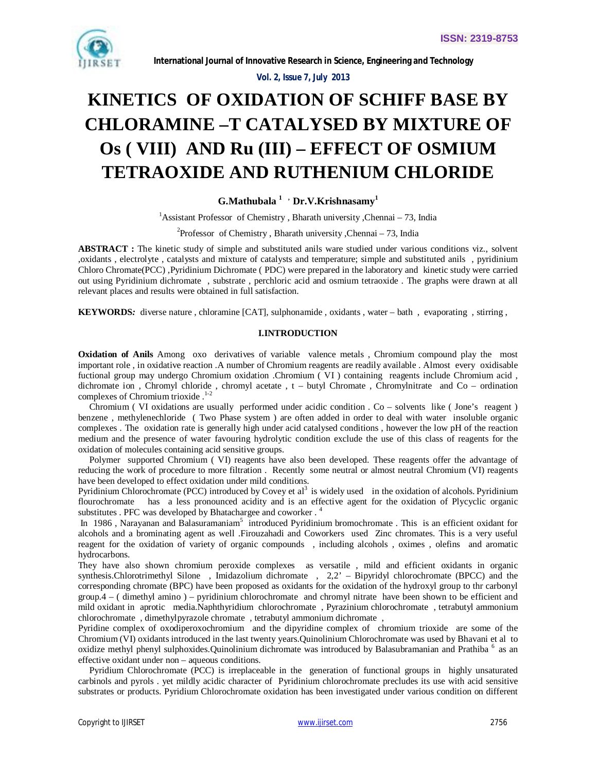# KINETICS OF OXIDATION OF SCHIFF BASE BY CHLORAMINE –T CATALYSED BY MIXTURE OF Os ( VIII) AND Ru (III) – EFFECT OF OSMIUM TETRAOXIDE AND RUTHENIUM CHLORIDE

**G.Mathubala [1] , Dr.V.Krishnasamy[1]**

[1]Assistant Professor of Chemistry , Bharath university ,Chennai – 73, India

[2]Professor of Chemistry , Bharath university ,Chennai – 73, India

**ABSTRACT :** The kinetic study of simple and substituted anils ware studied under various conditions viz., solvent ,oxidants , electrolyte , catalysts and mixture of catalysts and temperature; simple and substituted anils , pyridinium Chloro Chromate(PCC) ,Pyridinium Dichromate ( PDC) were prepared in the laboratory and kinetic study were carried out using Pyridinium dichromate , substrate , perchloric acid and osmium tetraoxide . The graphs were drawn at all relevant places and results were obtained in full satisfaction.

**KEYWORDS:** diverse nature , chloramine [CAT], sulphonamide , oxidants , water – bath , evaporating , stirring ,

## I.INTRODUCTION

**Oxidation of Anils** Among oxo derivatives of variable valence metals , Chromium compound play the most important role , in oxidative reaction .A number of Chromium reagents are readily available . Almost every oxidisable fuctional group may undergo Chromium oxidation .Chromium ( VI ) containing reagents include Chromium acid , dichromate ion , Chromyl chloride , chromyl acetate , t – butyl Chromate , Chromylnitrate and Co – ordination complexes of Chromium trioxide .[1-2]

Chromium ( VI oxidations are usually performed under acidic condition . Co – solvents like ( Jone's reagent ) benzene , methylenechloride ( Two Phase system ) are often added in order to deal with water insoluble organic complexes . The oxidation rate is generally high under acid catalysed conditions , however the low pH of the reaction medium and the presence of water favouring hydrolytic condition exclude the use of this class of reagents for the oxidation of molecules containing acid sensitive groups.

Polymer supported Chromium ( VI) reagents have also been developed. These reagents offer the advantage of reducing the work of procedure to more filtration . Recently some neutral or almost neutral Chromium (VI) reagents have been developed to effect oxidation under mild conditions.

Pyridinium Chlorochromate (PCC) introduced by Covey et al[3] is widely used in the oxidation of alcohols. Pyridinium flourochromate has a less pronounced acidity and is an effective agent for the oxidation of Plycyclic organic substitutes . PFC was developed by Bhatachargee and coworker . [4]

In 1986 , Narayanan and Balasuramaniam[5] introduced Pyridinium bromochromate . This is an efficient oxidant for alcohols and a brominating agent as well .Firouzahadi and Coworkers used Zinc chromates. This is a very useful reagent for the oxidation of variety of organic compounds , including alcohols , oximes , olefins and aromatic hydrocarbons.

They have also shown chromium peroxide complexes as versatile , mild and efficient oxidants in organic synthesis.Chlorotrimethyl Silone , Imidazolium dichromate , 2,2' – Bipyridyl chlorochromate (BPCC) and the corresponding chromate (BPC) have been proposed as oxidants for the oxidation of the hydroxyl group to thr carbonyl group.4 – ( dimethyl amino ) – pyridinium chlorochromate and chromyl nitrate have been shown to be efficient and mild oxidant in aprotic media.Naphthyridium chlorochromate , Pyrazinium chlorochromate , tetrabutyl ammonium chlorochromate , dimethylpyrazole chromate , tetrabutyl ammonium dichromate ,

Pyridine complex of oxodiperoxochromium and the dipyridine complex of chromium trioxide are some of the Chromium (VI) oxidants introduced in the last twenty years.Quinolinium Chlorochromate was used by Bhavani et al to oxidize methyl phenyl sulphoxides.Quinolinium dichromate was introduced by Balasubramanian and Prathiba [6] as an effective oxidant under non – aqueous conditions.

Pyridium Chlorochromate (PCC) is irreplaceable in the generation of functional groups in highly unsaturated carbinols and pyrols . yet mildly acidic character of Pyridinium chlorochromate precludes its use with acid sensitive substrates or products. Pyridium Chlorochromate oxidation has been investigated under various condition on different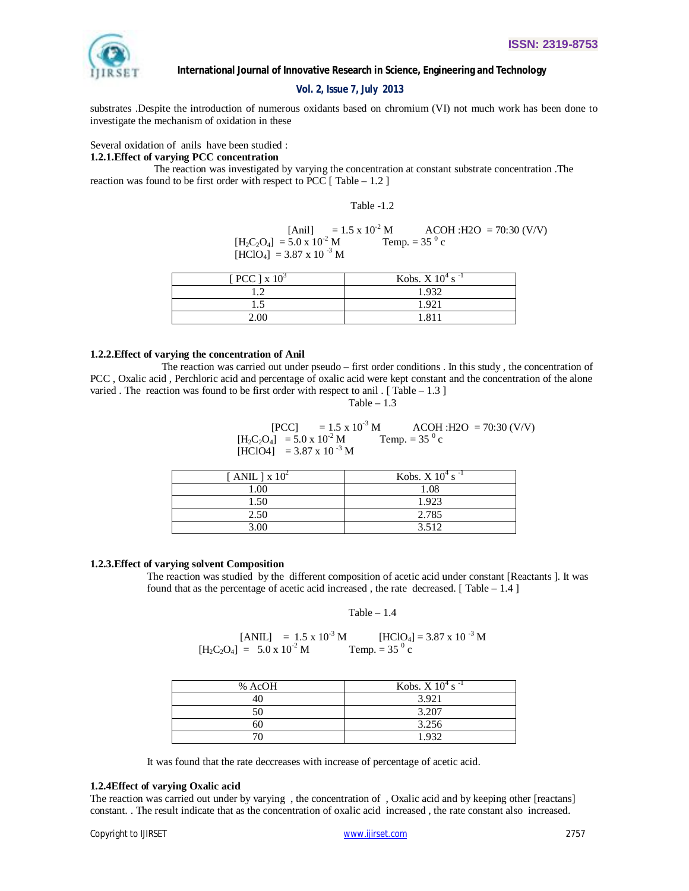substrates .Despite the introduction of numerous oxidants based on chromium (VI) not much work has been done to investigate the mechanism of oxidation in these

Several oxidation of anils have been studied :

**1.2.1.Effect of varying PCC concentration**

The reaction was investigated by varying the concentration at constant substrate concentration .The reaction was found to be first order with respect to PCC [ Table – 1.2 ]

Table -1.2

[Anil] = $1.5 \times 10^{-2}$ M ACOH :H2O = 70:30 (V/V)
[$H_2C_2O_4$] = $5.0 \times 10^{-2}$ M Temp. = 35 $^0$ c
[$HClO_4$] = $3.87 \times 10^{-3}$ M

| [ PCC ] x $10^3$ | Kobs. X $10^4$ $s^{-1}$ |
|---|---|
| 1.2 | 1.932 |
| 1.5 | 1.921 |
| 2.00 | 1.811 |

**1.2.2.Effect of varying the concentration of Anil**

The reaction was carried out under pseudo – first order conditions . In this study , the concentration of PCC , Oxalic acid , Perchloric acid and percentage of oxalic acid were kept constant and the concentration of the alone varied . The reaction was found to be first order with respect to anil . [ Table – 1.3 ]

Table – 1.3

[PCC] = $1.5 \times 10^{-3}$ M ACOH :H2O = 70:30 (V/V)
[$H_2C_2O_4$] = $5.0 \times 10^{-2}$ M Temp. = 35 $^0$ c
[HClO4] = $3.87 \times 10^{-3}$ M

| [ ANIL ] x $10^2$ | Kobs. X $10^4$ $s^{-1}$ |
|---|---|
| 1.00 | 1.08 |
| 1.50 | 1.923 |
| 2.50 | 2.785 |
| 3.00 | 3.512 |

**1.2.3.Effect of varying solvent Composition**

The reaction was studied by the different composition of acetic acid under constant [Reactants ]. It was found that as the percentage of acetic acid increased , the rate decreased. [ Table – 1.4 ]

Table – 1.4

[ANIL] = $1.5 \times 10^{-3}$ M [$HClO_4$] = $3.87 \times 10^{-3}$ M
[$H_2C_2O_4$] = $5.0 \times 10^{-2}$ M Temp. = 35 $^0$ c

| % AcOH | Kobs. X $10^4$ $s^{-1}$ |
|---|---|
| 40 | 3.921 |
| 50 | 3.207 |
| 60 | 3.256 |
| 70 | 1.932 |

It was found that the rate deccreases with increase of percentage of acetic acid.

**1.2.4Effect of varying Oxalic acid**

The reaction was carried out under by varying , the concentration of , Oxalic acid and by keeping other [reactans] constant. . The result indicate that as the concentration of oxalic acid increased , the rate constant also increased.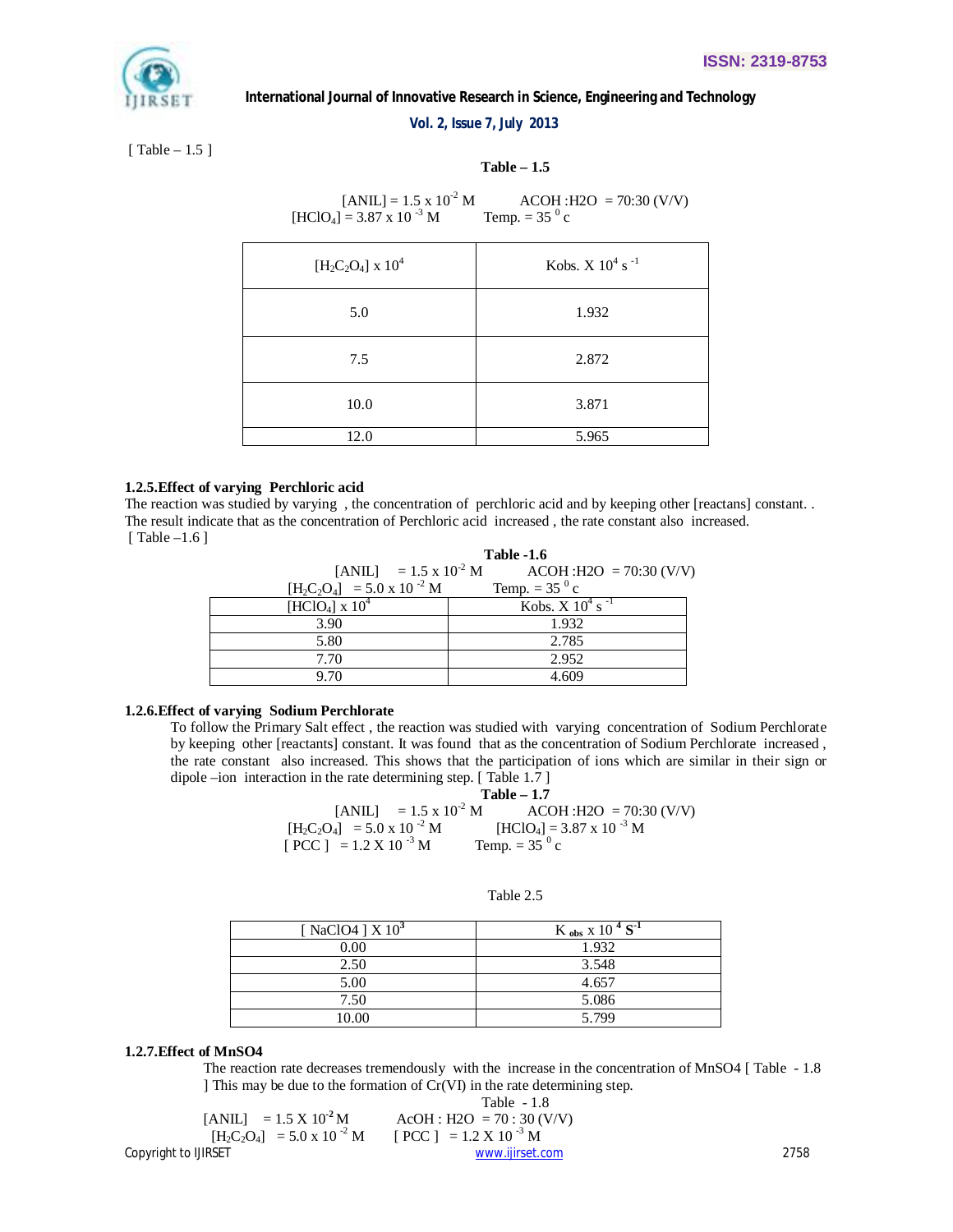[ Table – 1.5 ]

**Table – 1.5**

[ANIL] = 1.5 x $10^{-2}$ M      ACOH :H2O = 70:30 (V/V)
[$HClO_4$] = 3.87 x $10^{-3}$ M      Temp. = 35 $^0$ c

| [$H_2C_2O_4$] x $10^4$ | Kobs. X $10^4$ $s^{-1}$ |
|---|---|
| 5.0 | 1.932 |
| 7.5 | 2.872 |
| 10.0 | 3.871 |
| 12.0 | 5.965 |

**1.2.5.Effect of varying Perchloric acid**

The reaction was studied by varying , the concentration of perchloric acid and by keeping other [reactans] constant. . The result indicate that as the concentration of Perchloric acid increased , the rate constant also increased.
[ Table –1.6 ]

**Table -1.6**

[ANIL] = 1.5 x $10^{-2}$ M      ACOH :H2O = 70:30 (V/V)
[$H_2C_2O_4$] = 5.0 x $10^{-2}$ M      Temp. = 35 $^0$ c

| [$HClO_4$] x $10^4$ | Kobs. X $10^4$ $s^{-1}$ |
|---|---|
| 3.90 | 1.932 |
| 5.80 | 2.785 |
| 7.70 | 2.952 |
| 9.70 | 4.609 |

**1.2.6.Effect of varying Sodium Perchlorate**

To follow the Primary Salt effect , the reaction was studied with varying concentration of Sodium Perchlorate by keeping other [reactants] constant. It was found that as the concentration of Sodium Perchlorate increased , the rate constant also increased. This shows that the participation of ions which are similar in their sign or dipole –ion interaction in the rate determining step. [ Table 1.7 ]

**Table – 1.7**

[ANIL] = 1.5 x $10^{-2}$ M      ACOH :H2O = 70:30 (V/V)
[$H_2C_2O_4$] = 5.0 x $10^{-2}$ M      [$HClO_4$] = 3.87 x $10^{-3}$ M
[ PCC ] = 1.2 X $10^{-3}$ M      Temp. = 35 $^0$ c

Table 2.5

| [ NaClO4 ] X $10^3$ | $K_{obs}$ x $10^4$ $S^{-1}$ |
|---|---|
| 0.00 | 1.932 |
| 2.50 | 3.548 |
| 5.00 | 4.657 |
| 7.50 | 5.086 |
| 10.00 | 5.799 |

**1.2.7.Effect of MnSO4**

The reaction rate decreases tremendously with the increase in the concentration of MnSO4 [ Table - 1.8 ] This may be due to the formation of Cr(VI) in the rate determining step.

Table - 1.8

[ANIL] = 1.5 X $10^{-2}$ M      AcOH : H2O = 70 : 30 (V/V)
[$H_2C_2O_4$] = 5.0 x $10^{-2}$ M      [ PCC ] = 1.2 X $10^{-3}$ M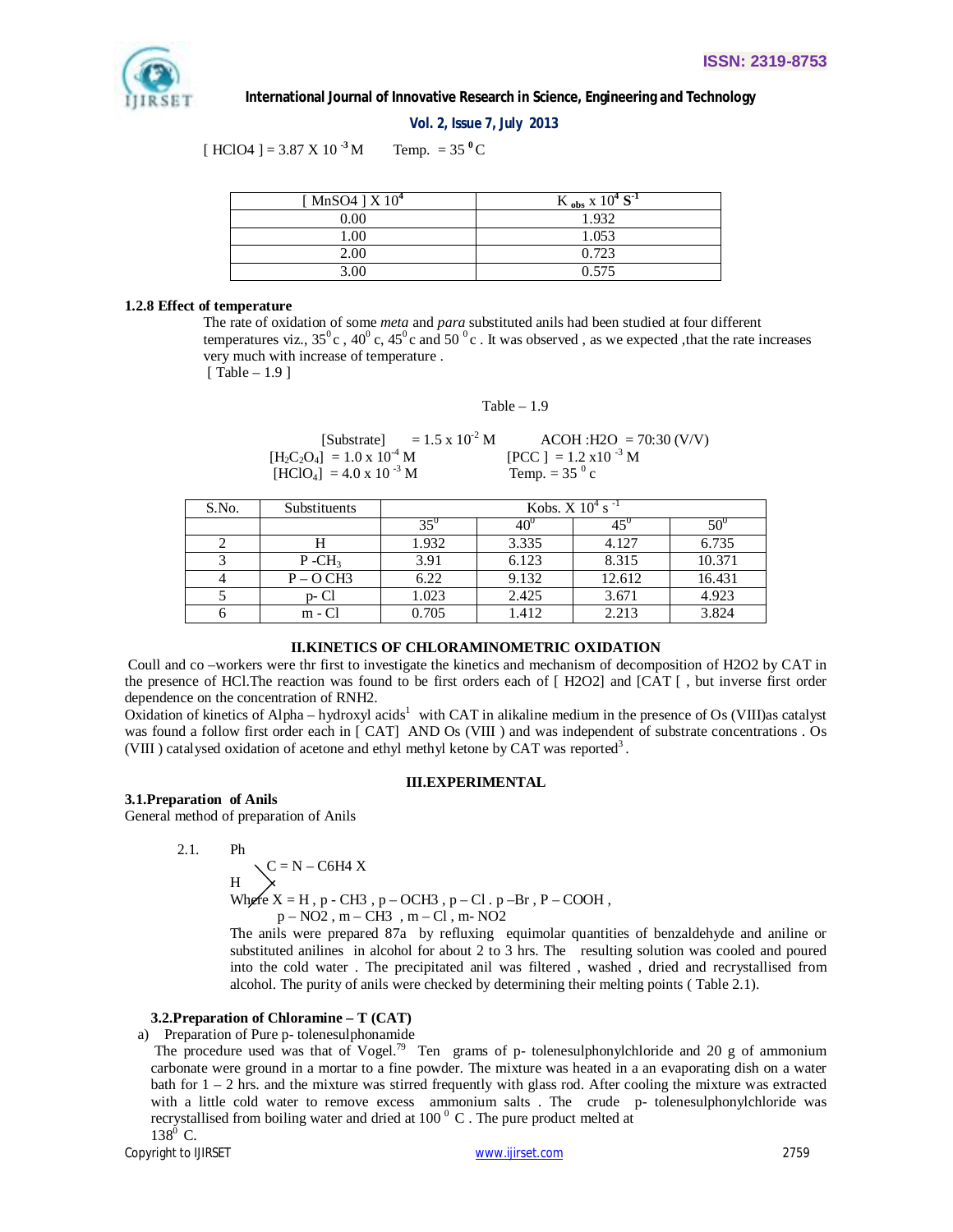$[HClO_4] = 3.87 \times 10^{-3}$ M Temp. = 35 $^0$C

| $[MnSO_4] \times 10^4$ | $K_{obs} \times 10^4\ S^{-1}$ |
|---|---|
| 0.00 | 1.932 |
| 1.00 | 1.053 |
| 2.00 | 0.723 |
| 3.00 | 0.575 |

### 1.2.8 Effect of temperature

The rate of oxidation of some *meta* and *para* substituted anils had been studied at four different temperatures viz., 35$^0$c , 40$^0$ c, 45$^0$c and 50 $^0$c . It was observed , as we expected ,that the rate increases very much with increase of temperature .
[ Table – 1.9 ]

Table – 1.9

[Substrate] = $1.5 \times 10^{-2}$ M ACOH :H2O = 70:30 (V/V)
$[H_2C_2O_4] = 1.0 \times 10^{-4}$ M [PCC ] = $1.2 \times 10^{-3}$ M
$[HClO_4] = 4.0 \times 10^{-3}$ M Temp. = 35 $^0$ c

| S.No. | Substituents | Kobs. X $10^4$ $s^{-1}$ | | | |
|---|---|---|---|---|---|
| | | 35$^0$ | 40$^0$ | 45$^0$ | 50$^0$ |
| 2 | H | 1.932 | 3.335 | 4.127 | 6.735 |
| 3 | P -$CH_3$ | 3.91 | 6.123 | 8.315 | 10.371 |
| 4 | P – O CH3 | 6.22 | 9.132 | 12.612 | 16.431 |
| 5 | p- Cl | 1.023 | 2.425 | 3.671 | 4.923 |
| 6 | m - Cl | 0.705 | 1.412 | 2.213 | 3.824 |

## II.KINETICS OF CHLORAMINOMETRIC OXIDATION

Coull and co –workers were thr first to investigate the kinetics and mechanism of decomposition of H2O2 by CAT in the presence of HCl.The reaction was found to be first orders each of [ H2O2] and [CAT [ , but inverse first order dependence on the concentration of RNH2.

Oxidation of kinetics of Alpha – hydroxyl acids[1] with CAT in alikaline medium in the presence of Os (VIII)as catalyst was found a follow first order each in [ CAT] AND Os (VIII ) and was independent of substrate concentrations . Os (VIII ) catalysed oxidation of acetone and ethyl methyl ketone by CAT was reported[3] .

## III.EXPERIMENTAL

### 3.1.Preparation of Anils

General method of preparation of Anils

2.1. Ph
C = N – C6H4 X
H
Where X = H , p - CH3 , p – OCH3 , p – Cl . p –Br , P – COOH ,
p – NO2 , m – CH3 , m – Cl , m- NO2

The anils were prepared 87a by refluxing equimolar quantities of benzaldehyde and aniline or substituted anilines in alcohol for about 2 to 3 hrs. The resulting solution was cooled and poured into the cold water . The precipitated anil was filtered , washed , dried and recrystallised from alcohol. The purity of anils were checked by determining their melting points ( Table 2.1).

### 3.2.Preparation of Chloramine – T (CAT)

a) Preparation of Pure p- tolenesulphonamide

The procedure used was that of Vogel.[79] Ten grams of p- tolenesulphonylchloride and 20 g of ammonium carbonate were ground in a mortar to a fine powder. The mixture was heated in a an evaporating dish on a water bath for 1 – 2 hrs. and the mixture was stirred frequently with glass rod. After cooling the mixture was extracted with a little cold water to remove excess ammonium salts . The crude p- tolenesulphonylchloride was recrystallised from boiling water and dried at 100 $^0$ C . The pure product melted at 138$^0$ C.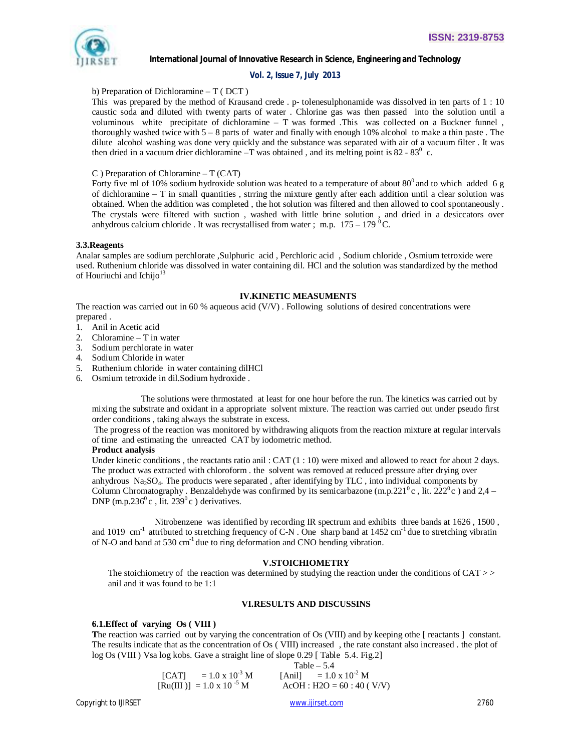b) Preparation of Dichloramine – T ( DCT )

This was prepared by the method of Krausand crede . p- tolenesulphonamide was dissolved in ten parts of 1 : 10 caustic soda and diluted with twenty parts of water . Chlorine gas was then passed into the solution until a voluminous white precipitate of dichloramine – T was formed .This was collected on a Buckner funnel , thoroughly washed twice with 5 – 8 parts of water and finally with enough 10% alcohol to make a thin paste . The dilute alcohol washing was done very quickly and the substance was separated with air of a vacuum filter . It was then dried in a vacuum drier dichloramine –T was obtained , and its melting point is 82 - $83^0$ c.

C ) Preparation of Chloramine – T (CAT)

Forty five ml of 10% sodium hydroxide solution was heated to a temperature of about $80^0$ and to which added 6 g of dichloramine – T in small quantities , strring the mixture gently after each addition until a clear solution was obtained. When the addition was completed , the hot solution was filtered and then allowed to cool spontaneously . The crystals were filtered with suction , washed with little brine solution , and dried in a desiccators over anhydrous calcium chloride . It was recrystallised from water ; m.p. 175 – 179 $^0$C.

**3.3.Reagents**

Analar samples are sodium perchlorate ,Sulphuric acid , Perchloric acid , Sodium chloride , Osmium tetroxide were used. Ruthenium chloride was dissolved in water containing dil. HCl and the solution was standardized by the method of Houriuchi and Ichijo[13]

## IV.KINETIC MEASUMENTS

The reaction was carried out in 60 % aqueous acid (V/V) . Following solutions of desired concentrations were prepared .

1. Anil in Acetic acid
2. Chloramine – T in water
3. Sodium perchlorate in water
4. Sodium Chloride in water
5. Ruthenium chloride in water containing dilHCl
6. Osmium tetroxide in dil.Sodium hydroxide .

The solutions were thrmostated at least for one hour before the run. The kinetics was carried out by mixing the substrate and oxidant in a appropriate solvent mixture. The reaction was carried out under pseudo first order conditions , taking always the substrate in excess.

The progress of the reaction was monitored by withdrawing aliquots from the reaction mixture at regular intervals of time and estimating the unreacted CAT by iodometric method.

**Product analysis**

Under kinetic conditions , the reactants ratio anil : CAT (1 : 10) were mixed and allowed to react for about 2 days. The product was extracted with chloroform . the solvent was removed at reduced pressure after drying over anhydrous $Na_2SO_4$. The products were separated , after identifying by TLC , into individual components by Column Chromatography . Benzaldehyde was confirmed by its semicarbazone (m.p.$221^0$ c , lit. $222^0$c ) and 2,4 – DNP (m.p.$236^0$ c , lit. $239^0$c ) derivatives.

Nitrobenzene was identified by recording IR spectrum and exhibits three bands at 1626 , 1500 , and 1019 $cm^{-1}$ attributed to stretching frequency of C-N . One sharp band at 1452 $cm^{-1}$ due to stretching vibratin of N-O and band at 530 $cm^{-1}$ due to ring deformation and CNO bending vibration.

## V.STOICHIOMETRY

The stoichiometry of the reaction was determined by studying the reaction under the conditions of CAT > > anil and it was found to be 1:1

## VI.RESULTS AND DISCUSSINS

**6.1.Effect of varying Os ( VIII )**

**T**he reaction was carried out by varying the concentration of Os (VIII) and by keeping othe [ reactants ] constant. The results indicate that as the concentration of Os ( VIII) increased , the rate constant also increased . the plot of log Os (VIII ) Vsa log kobs. Gave a straight line of slope 0.29 [ Table 5.4. Fig.2]

Table – 5.4

[CAT] = 1.0 x $10^{-3}$ M [Anil] = 1.0 x $10^{-2}$ M

[Ru(III )] = 1.0 x $10^{-5}$ M AcOH : H2O = 60 : 40 ( V/V)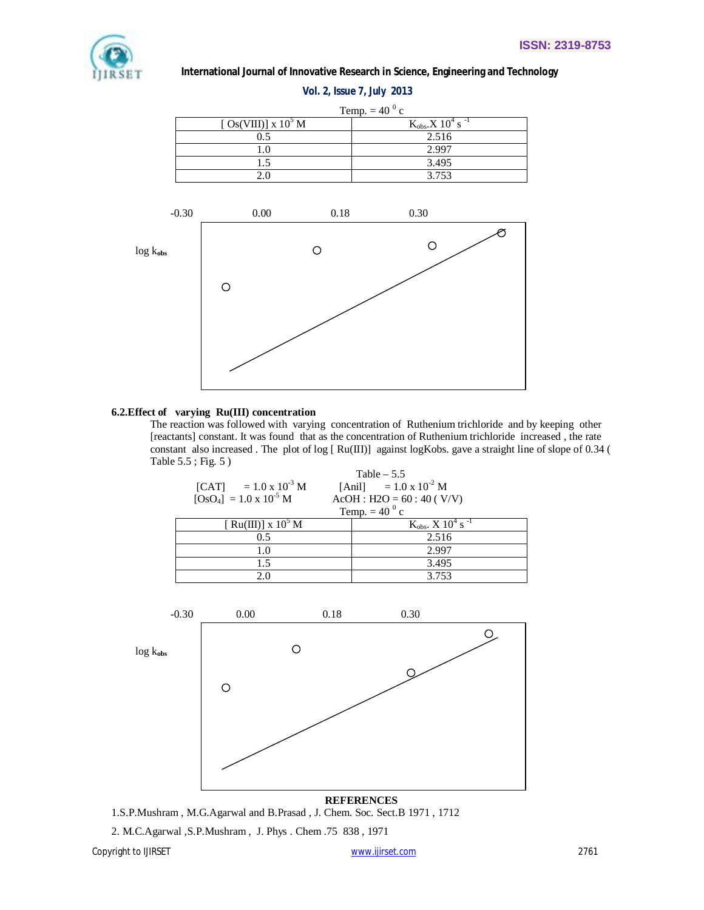Temp. = 40 $^0$ c

| [ Os(VIII)] x $10^5$ M | $K_{obs}$.X $10^4$ $s^{-1}$ |
|---|---|
| 0.5 | 2.516 |
| 1.0 | 2.997 |
| 1.5 | 3.495 |
| 2.0 | 3.753 |

-0.30 0.00 0.18 0.30

log $k_{obs}$

**6.2.Effect of varying Ru(III) concentration**

The reaction was followed with varying concentration of Ruthenium trichloride and by keeping other [reactants] constant. It was found that as the concentration of Ruthenium trichloride increased , the rate constant also increased . The plot of log [ Ru(III)] against logKobs. gave a straight line of slope of 0.34 ( Table 5.5 ; Fig. 5 )

Table – 5.5

[CAT] = 1.0 x $10^{-3}$ M [Anil] = 1.0 x $10^{-2}$ M

[$OsO_4$] = 1.0 x $10^{-5}$ M AcOH : H2O = 60 : 40 ( V/V)

Temp. = 40 $^0$ c

| [ Ru(III)] x $10^5$ M | $K_{obs}$. X $10^4$ $s^{-1}$ |
|---|---|
| 0.5 | 2.516 |
| 1.0 | 2.997 |
| 1.5 | 3.495 |
| 2.0 | 3.753 |

-0.30 0.00 0.18 0.30

log $k_{obs}$

**REFERENCES**

1.S.P.Mushram , M.G.Agarwal and B.Prasad , J. Chem. Soc. Sect.B 1971 , 1712

2. M.C.Agarwal ,S.P.Mushram , J. Phys . Chem .75 838 , 1971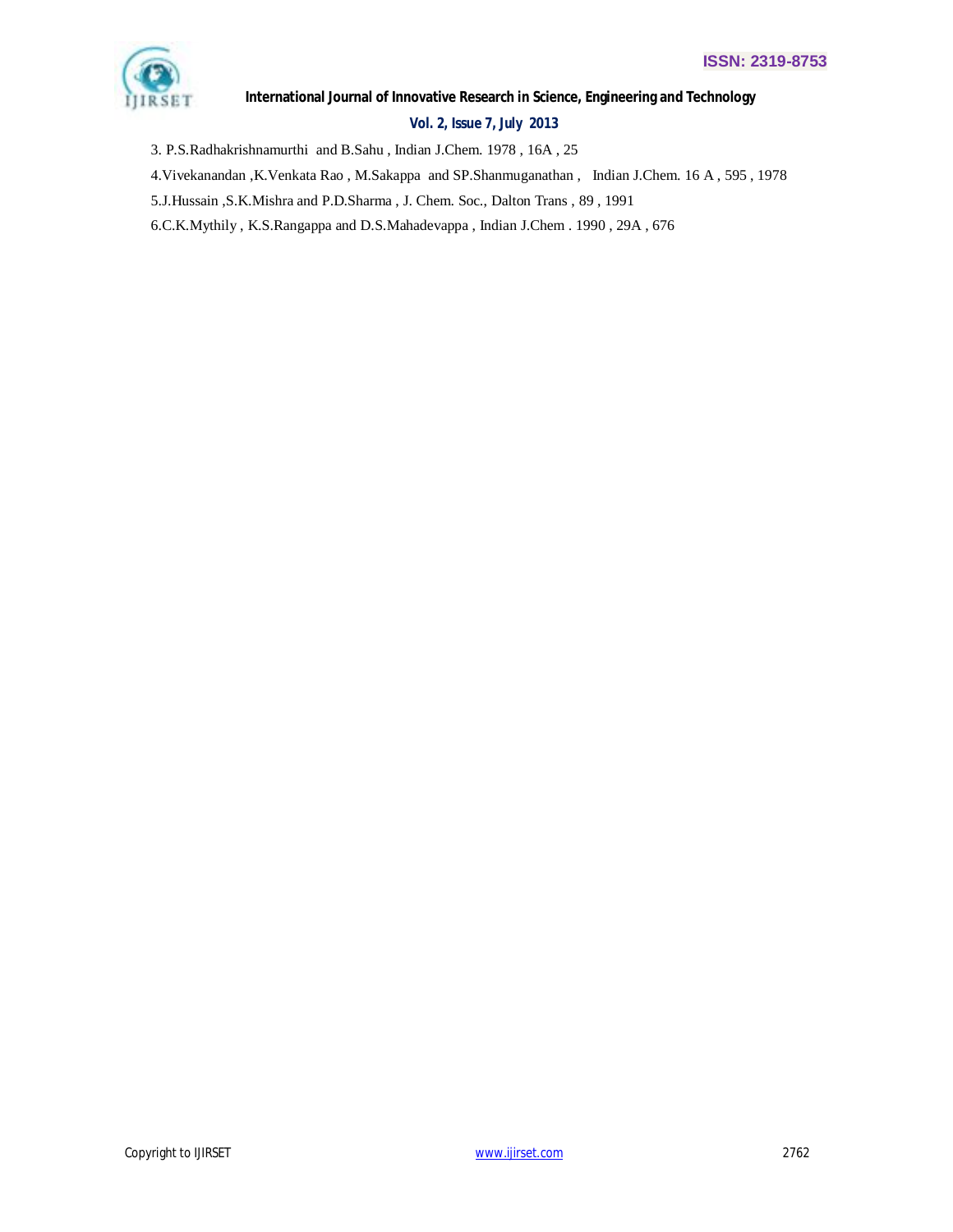3. P.S.Radhakrishnamurthi and B.Sahu , Indian J.Chem. 1978 , 16A , 25

4.Vivekanandan ,K.Venkata Rao , M.Sakappa and SP.Shanmuganathan , Indian J.Chem. 16 A , 595 , 1978

5.J.Hussain ,S.K.Mishra and P.D.Sharma , J. Chem. Soc., Dalton Trans , 89 , 1991

6.C.K.Mythily , K.S.Rangappa and D.S.Mahadevappa , Indian J.Chem . 1990 , 29A , 676